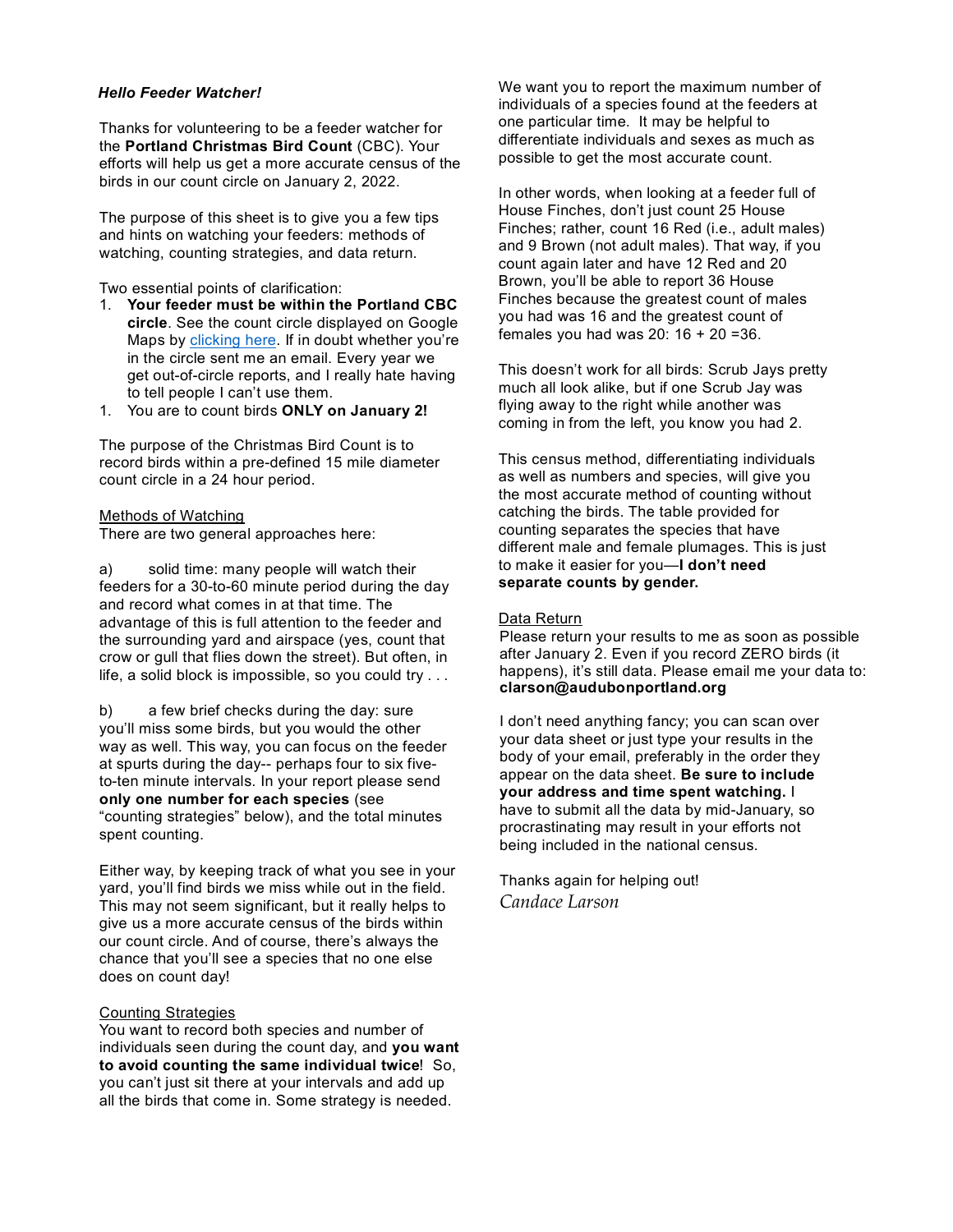***Hello Feeder Watcher!***

Thanks for volunteering to be a feeder watcher for the **Portland Christmas Bird Count** (CBC). Your efforts will help us get a more accurate census of the birds in our count circle on January 2, 2022.

The purpose of this sheet is to give you a few tips and hints on watching your feeders: methods of watching, counting strategies, and data return.

Two essential points of clarification:

1. **Your feeder must be within the Portland CBC circle**. See the count circle displayed on Google Maps by clicking here. If in doubt whether you're in the circle sent me an email. Every year we get out-of-circle reports, and I really hate having to tell people I can't use them.
1. You are to count birds **ONLY on January 2!**

The purpose of the Christmas Bird Count is to record birds within a pre-defined 15 mile diameter count circle in a 24 hour period.

<u>Methods of Watching</u>

There are two general approaches here:

a) solid time: many people will watch their feeders for a 30-to-60 minute period during the day and record what comes in at that time. The advantage of this is full attention to the feeder and the surrounding yard and airspace (yes, count that crow or gull that flies down the street). But often, in life, a solid block is impossible, so you could try . . .

b) a few brief checks during the day: sure you'll miss some birds, but you would the other way as well. This way, you can focus on the feeder at spurts during the day-- perhaps four to six five-to-ten minute intervals. In your report please send **only one number for each species** (see "counting strategies" below), and the total minutes spent counting.

Either way, by keeping track of what you see in your yard, you'll find birds we miss while out in the field. This may not seem significant, but it really helps to give us a more accurate census of the birds within our count circle. And of course, there's always the chance that you'll see a species that no one else does on count day!

<u>Counting Strategies</u>

You want to record both species and number of individuals seen during the count day, and **you want to avoid counting the same individual twice**! So, you can't just sit there at your intervals and add up all the birds that come in. Some strategy is needed.

We want you to report the maximum number of individuals of a species found at the feeders at one particular time. It may be helpful to differentiate individuals and sexes as much as possible to get the most accurate count.

In other words, when looking at a feeder full of House Finches, don't just count 25 House Finches; rather, count 16 Red (i.e., adult males) and 9 Brown (not adult males). That way, if you count again later and have 12 Red and 20 Brown, you'll be able to report 36 House Finches because the greatest count of males you had was 16 and the greatest count of females you had was 20: 16 + 20 =36.

This doesn't work for all birds: Scrub Jays pretty much all look alike, but if one Scrub Jay was flying away to the right while another was coming in from the left, you know you had 2.

This census method, differentiating individuals as well as numbers and species, will give you the most accurate method of counting without catching the birds. The table provided for counting separates the species that have different male and female plumages. This is just to make it easier for you—**I don't need separate counts by gender.**

<u>Data Return</u>

Please return your results to me as soon as possible after January 2. Even if you record ZERO birds (it happens), it's still data. Please email me your data to: **clarson@audubonportland.org**

I don't need anything fancy; you can scan over your data sheet or just type your results in the body of your email, preferably in the order they appear on the data sheet. **Be sure to include your address and time spent watching.** I have to submit all the data by mid-January, so procrastinating may result in your efforts not being included in the national census.

Thanks again for helping out!

*Candace Larson*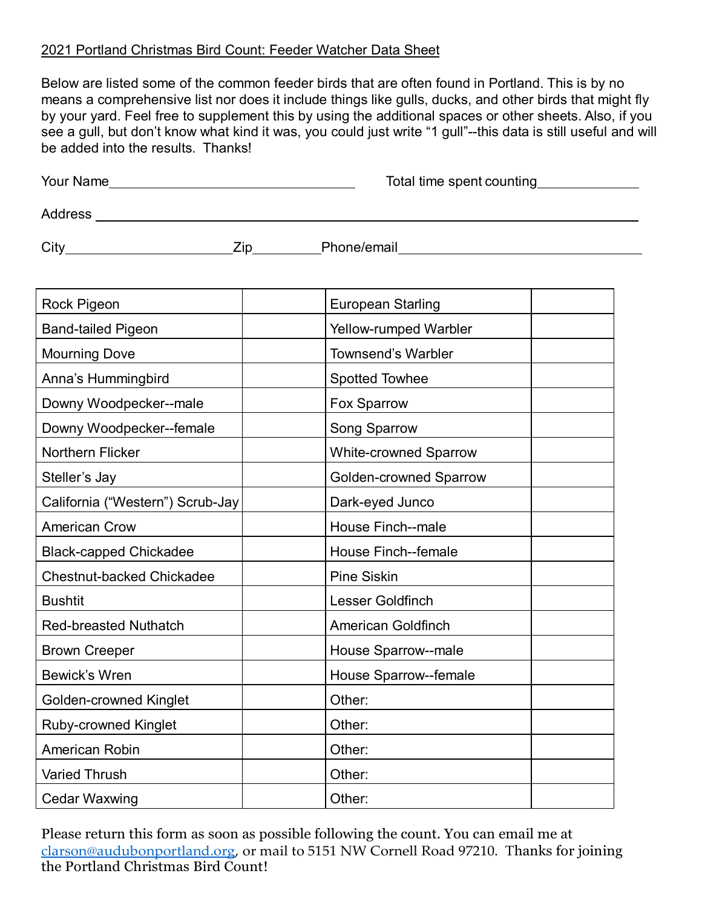2021 Portland Christmas Bird Count: Feeder Watcher Data Sheet

Below are listed some of the common feeder birds that are often found in Portland. This is by no means a comprehensive list nor does it include things like gulls, ducks, and other birds that might fly by your yard. Feel free to supplement this by using the additional spaces or other sheets. Also, if you see a gull, but don't know what kind it was, you could just write "1 gull"--this data is still useful and will be added into the results. Thanks!

Your Name\_\_\_\_\_\_\_\_\_\_\_\_\_\_\_\_\_\_\_\_\_\_\_\_\_\_\_\_\_\_ Total time spent counting\_\_\_\_\_\_\_\_\_\_\_\_

Address \_\_\_\_\_\_\_\_\_\_\_\_\_\_\_\_\_\_\_\_\_\_\_\_\_\_\_\_\_\_\_\_\_\_\_\_\_\_\_\_\_\_\_\_\_\_\_\_\_\_\_\_\_\_\_\_\_\_

City\_\_\_\_\_\_\_\_\_\_\_\_\_\_\_\_\_\_\_\_Zip\_\_\_\_\_\_\_\_Phone/email\_\_\_\_\_\_\_\_\_\_\_\_\_\_\_\_\_\_\_\_\_\_\_\_\_\_\_\_\_\_

| | | | |
|---|---|---|---|
| Rock Pigeon | | European Starling | |
| Band-tailed Pigeon | | Yellow-rumped Warbler | |
| Mourning Dove | | Townsend's Warbler | |
| Anna's Hummingbird | | Spotted Towhee | |
| Downy Woodpecker--male | | Fox Sparrow | |
| Downy Woodpecker--female | | Song Sparrow | |
| Northern Flicker | | White-crowned Sparrow | |
| Steller's Jay | | Golden-crowned Sparrow | |
| California ("Western") Scrub-Jay | | Dark-eyed Junco | |
| American Crow | | House Finch--male | |
| Black-capped Chickadee | | House Finch--female | |
| Chestnut-backed Chickadee | | Pine Siskin | |
| Bushtit | | Lesser Goldfinch | |
| Red-breasted Nuthatch | | American Goldfinch | |
| Brown Creeper | | House Sparrow--male | |
| Bewick's Wren | | House Sparrow--female | |
| Golden-crowned Kinglet | | Other: | |
| Ruby-crowned Kinglet | | Other: | |
| American Robin | | Other: | |
| Varied Thrush | | Other: | |
| Cedar Waxwing | | Other: | |

Please return this form as soon as possible following the count. You can email me at clarson@audubonportland.org, or mail to 5151 NW Cornell Road 97210. Thanks for joining the Portland Christmas Bird Count!